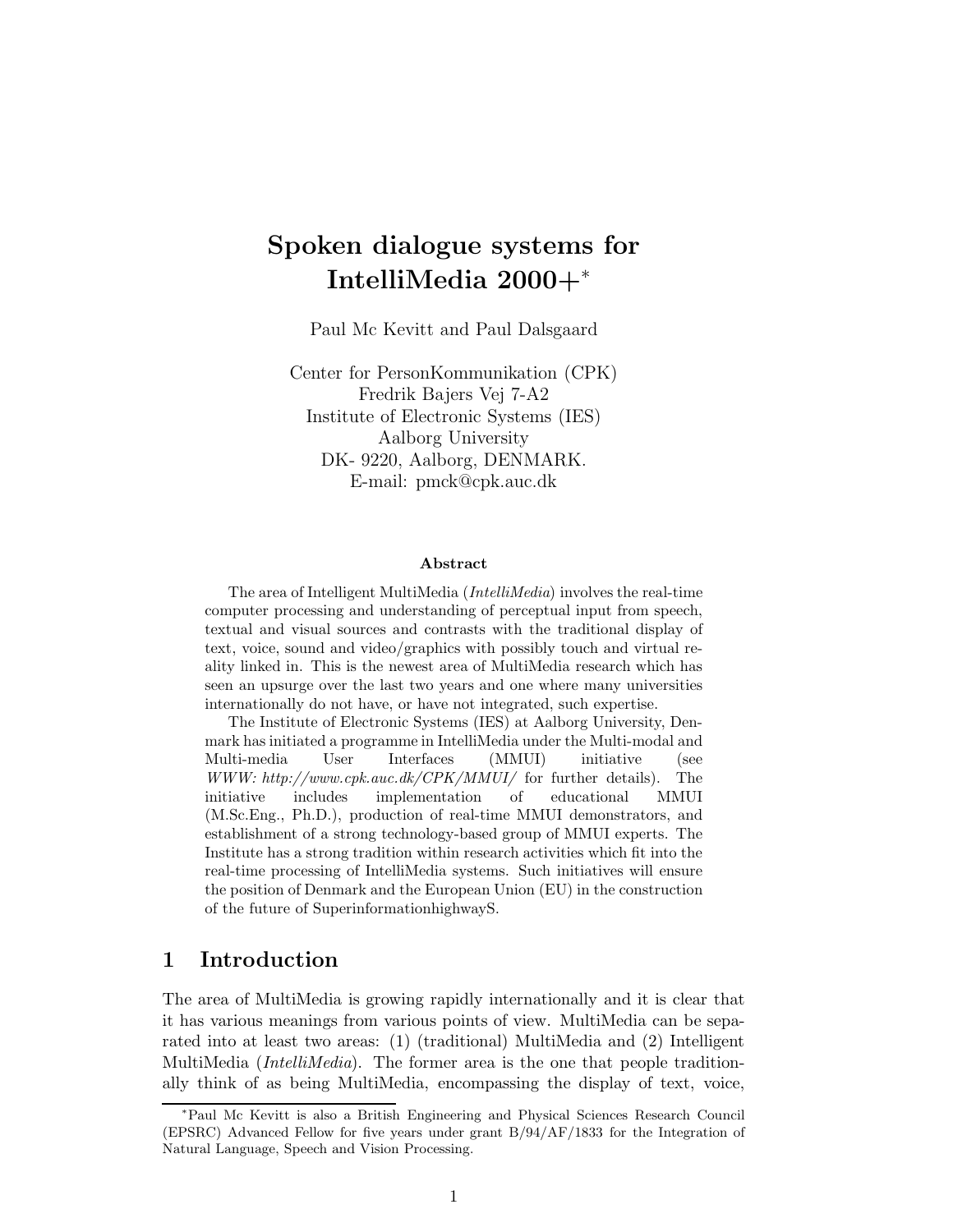# Spoken dialogue systems for IntelliMedia 2000+*

Paul Mc Kevitt and Paul Dalsgaard

Center for PersonKommunikation (CPK)
Fredrik Bajers Vej 7-A2
Institute of Electronic Systems (IES)
Aalborg University
DK- 9220, Aalborg, DENMARK.
E-mail: pmck@cpk.auc.dk

### Abstract

The area of Intelligent MultiMedia (*IntelliMedia*) involves the real-time computer processing and understanding of perceptual input from speech, textual and visual sources and contrasts with the traditional display of text, voice, sound and video/graphics with possibly touch and virtual reality linked in. This is the newest area of MultiMedia research which has seen an upsurge over the last two years and one where many universities internationally do not have, or have not integrated, such expertise.

The Institute of Electronic Systems (IES) at Aalborg University, Denmark has initiated a programme in IntelliMedia under the Multi-modal and Multi-media User Interfaces (MMUI) initiative (see *WWW: http://www.cpk.auc.dk/CPK/MMUI/* for further details). The initiative includes implementation of educational MMUI (M.Sc.Eng., Ph.D.), production of real-time MMUI demonstrators, and establishment of a strong technology-based group of MMUI experts. The Institute has a strong tradition within research activities which fit into the real-time processing of IntelliMedia systems. Such initiatives will ensure the position of Denmark and the European Union (EU) in the construction of the future of SuperinformationhighwayS.

## 1 Introduction

The area of MultiMedia is growing rapidly internationally and it is clear that it has various meanings from various points of view. MultiMedia can be separated into at least two areas: (1) (traditional) MultiMedia and (2) Intelligent MultiMedia (*IntelliMedia*). The former area is the one that people traditionally think of as being MultiMedia, encompassing the display of text, voice,

---

*Paul Mc Kevitt is also a British Engineering and Physical Sciences Research Council (EPSRC) Advanced Fellow for five years under grant B/94/AF/1833 for the Integration of Natural Language, Speech and Vision Processing.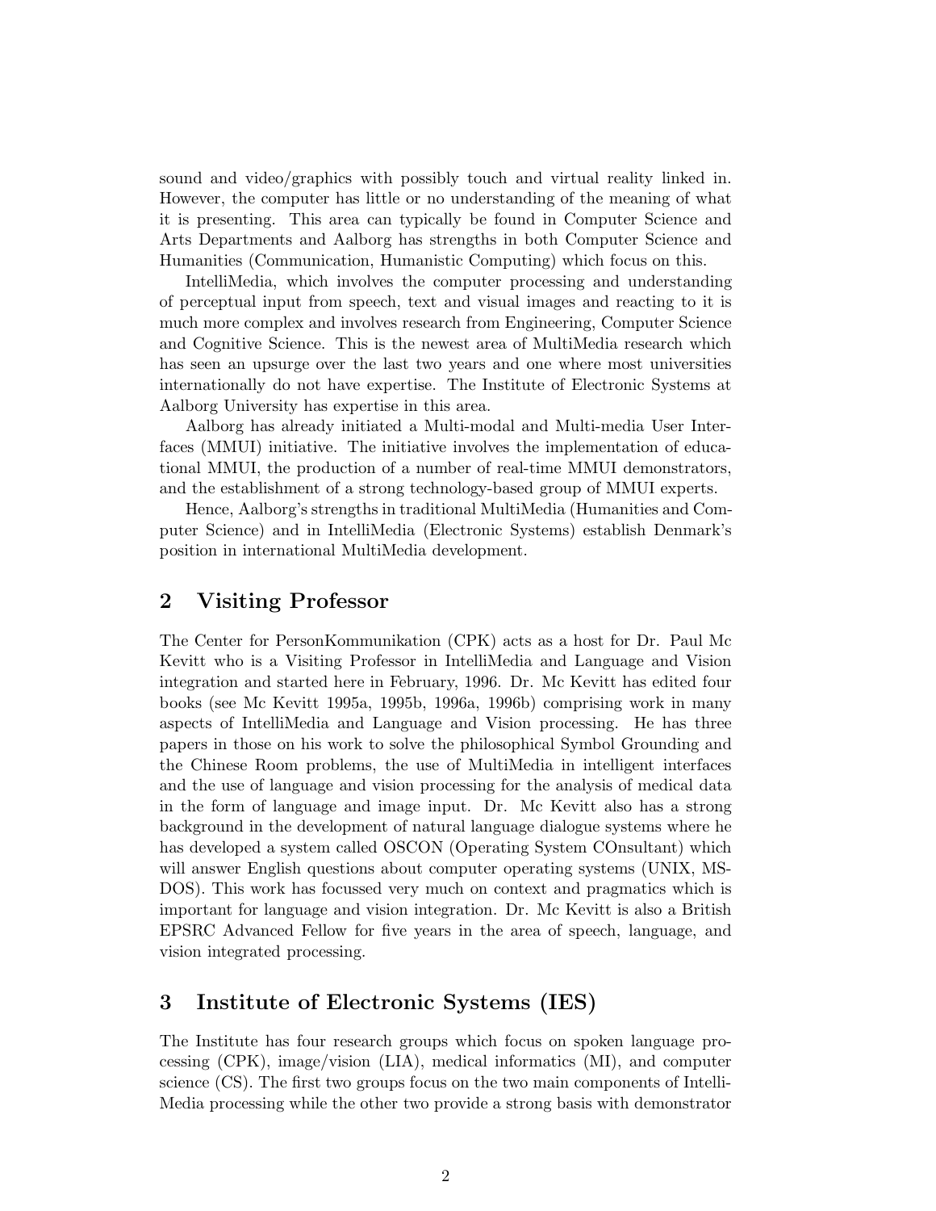sound and video/graphics with possibly touch and virtual reality linked in. However, the computer has little or no understanding of the meaning of what it is presenting. This area can typically be found in Computer Science and Arts Departments and Aalborg has strengths in both Computer Science and Humanities (Communication, Humanistic Computing) which focus on this.

IntelliMedia, which involves the computer processing and understanding of perceptual input from speech, text and visual images and reacting to it is much more complex and involves research from Engineering, Computer Science and Cognitive Science. This is the newest area of MultiMedia research which has seen an upsurge over the last two years and one where most universities internationally do not have expertise. The Institute of Electronic Systems at Aalborg University has expertise in this area.

Aalborg has already initiated a Multi-modal and Multi-media User Interfaces (MMUI) initiative. The initiative involves the implementation of educational MMUI, the production of a number of real-time MMUI demonstrators, and the establishment of a strong technology-based group of MMUI experts.

Hence, Aalborg's strengths in traditional MultiMedia (Humanities and Computer Science) and in IntelliMedia (Electronic Systems) establish Denmark's position in international MultiMedia development.

## 2 Visiting Professor

The Center for PersonKommunikation (CPK) acts as a host for Dr. Paul Mc Kevitt who is a Visiting Professor in IntelliMedia and Language and Vision integration and started here in February, 1996. Dr. Mc Kevitt has edited four books (see Mc Kevitt 1995a, 1995b, 1996a, 1996b) comprising work in many aspects of IntelliMedia and Language and Vision processing. He has three papers in those on his work to solve the philosophical Symbol Grounding and the Chinese Room problems, the use of MultiMedia in intelligent interfaces and the use of language and vision processing for the analysis of medical data in the form of language and image input. Dr. Mc Kevitt also has a strong background in the development of natural language dialogue systems where he has developed a system called OSCON (Operating System COnsultant) which will answer English questions about computer operating systems (UNIX, MS-DOS). This work has focussed very much on context and pragmatics which is important for language and vision integration. Dr. Mc Kevitt is also a British EPSRC Advanced Fellow for five years in the area of speech, language, and vision integrated processing.

## 3 Institute of Electronic Systems (IES)

The Institute has four research groups which focus on spoken language processing (CPK), image/vision (LIA), medical informatics (MI), and computer science (CS). The first two groups focus on the two main components of IntelliMedia processing while the other two provide a strong basis with demonstrator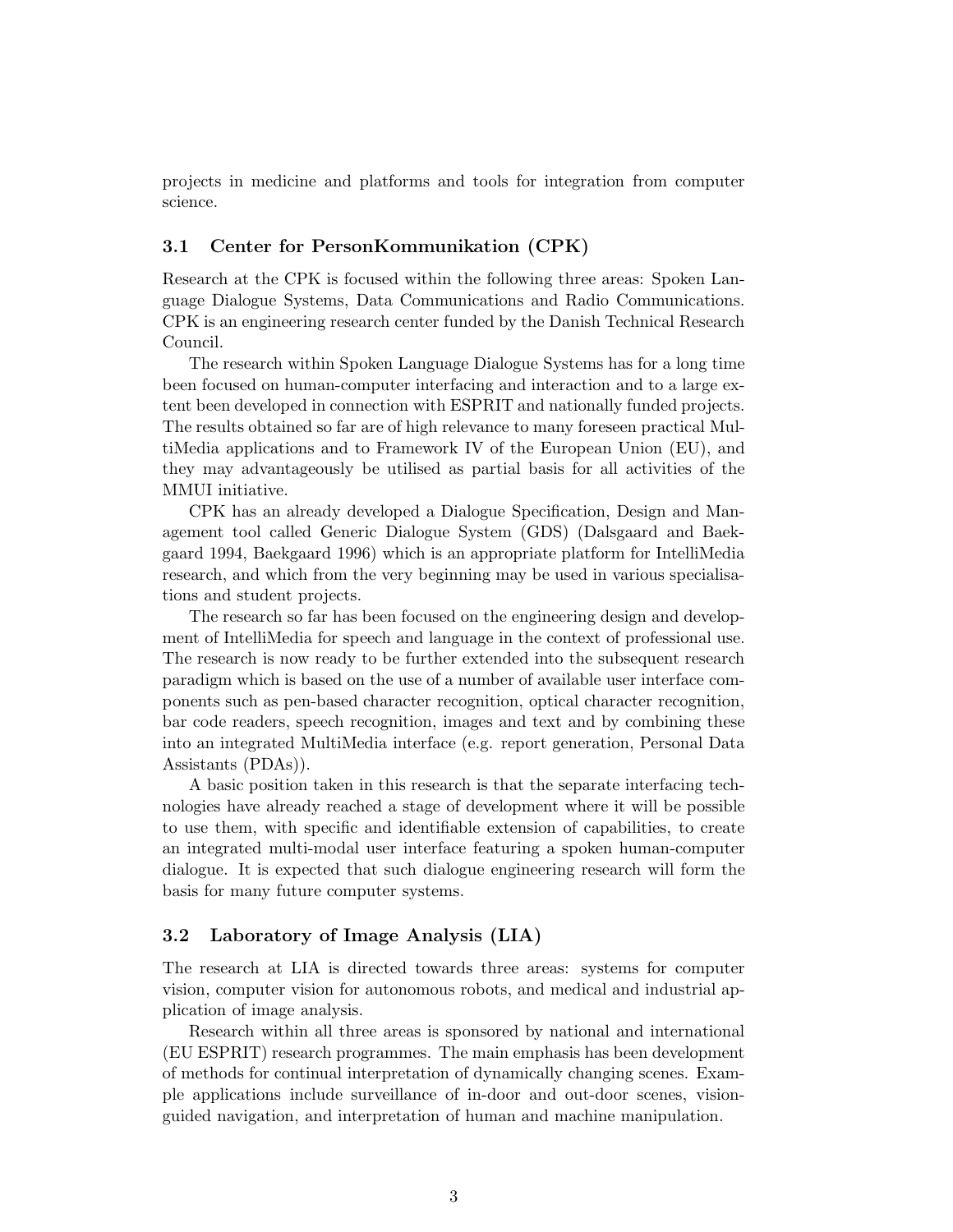projects in medicine and platforms and tools for integration from computer science.

### 3.1 Center for PersonKommunikation (CPK)

Research at the CPK is focused within the following three areas: Spoken Language Dialogue Systems, Data Communications and Radio Communications. CPK is an engineering research center funded by the Danish Technical Research Council.

The research within Spoken Language Dialogue Systems has for a long time been focused on human-computer interfacing and interaction and to a large extent been developed in connection with ESPRIT and nationally funded projects. The results obtained so far are of high relevance to many foreseen practical MultiMedia applications and to Framework IV of the European Union (EU), and they may advantageously be utilised as partial basis for all activities of the MMUI initiative.

CPK has an already developed a Dialogue Specification, Design and Management tool called Generic Dialogue System (GDS) (Dalsgaard and Baekgaard 1994, Baekgaard 1996) which is an appropriate platform for IntelliMedia research, and which from the very beginning may be used in various specialisations and student projects.

The research so far has been focused on the engineering design and development of IntelliMedia for speech and language in the context of professional use. The research is now ready to be further extended into the subsequent research paradigm which is based on the use of a number of available user interface components such as pen-based character recognition, optical character recognition, bar code readers, speech recognition, images and text and by combining these into an integrated MultiMedia interface (e.g. report generation, Personal Data Assistants (PDAs)).

A basic position taken in this research is that the separate interfacing technologies have already reached a stage of development where it will be possible to use them, with specific and identifiable extension of capabilities, to create an integrated multi-modal user interface featuring a spoken human-computer dialogue. It is expected that such dialogue engineering research will form the basis for many future computer systems.

### 3.2 Laboratory of Image Analysis (LIA)

The research at LIA is directed towards three areas: systems for computer vision, computer vision for autonomous robots, and medical and industrial application of image analysis.

Research within all three areas is sponsored by national and international (EU ESPRIT) research programmes. The main emphasis has been development of methods for continual interpretation of dynamically changing scenes. Example applications include surveillance of in-door and out-door scenes, vision-guided navigation, and interpretation of human and machine manipulation.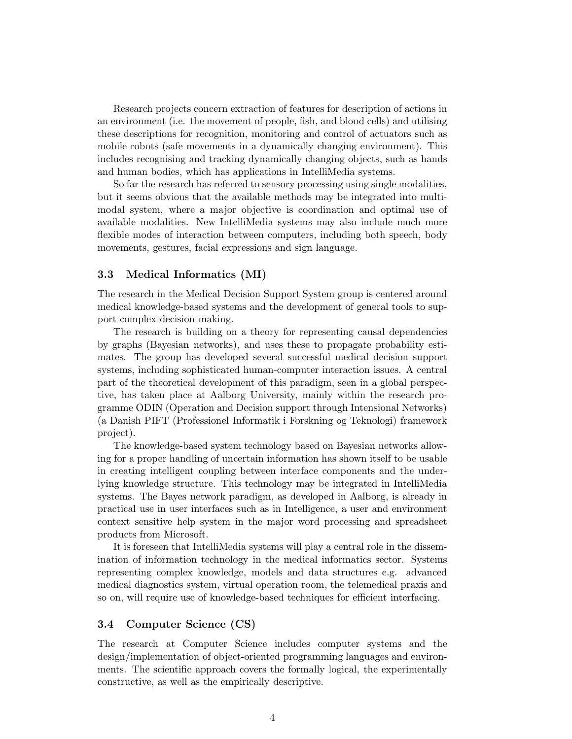Research projects concern extraction of features for description of actions in an environment (i.e. the movement of people, fish, and blood cells) and utilising these descriptions for recognition, monitoring and control of actuators such as mobile robots (safe movements in a dynamically changing environment). This includes recognising and tracking dynamically changing objects, such as hands and human bodies, which has applications in IntelliMedia systems.

So far the research has referred to sensory processing using single modalities, but it seems obvious that the available methods may be integrated into multi-modal system, where a major objective is coordination and optimal use of available modalities. New IntelliMedia systems may also include much more flexible modes of interaction between computers, including both speech, body movements, gestures, facial expressions and sign language.

### 3.3 Medical Informatics (MI)

The research in the Medical Decision Support System group is centered around medical knowledge-based systems and the development of general tools to support complex decision making.

The research is building on a theory for representing causal dependencies by graphs (Bayesian networks), and uses these to propagate probability estimates. The group has developed several successful medical decision support systems, including sophisticated human-computer interaction issues. A central part of the theoretical development of this paradigm, seen in a global perspective, has taken place at Aalborg University, mainly within the research programme ODIN (Operation and Decision support through Intensional Networks) (a Danish PIFT (Professionel Informatik i Forskning og Teknologi) framework project).

The knowledge-based system technology based on Bayesian networks allowing for a proper handling of uncertain information has shown itself to be usable in creating intelligent coupling between interface components and the underlying knowledge structure. This technology may be integrated in IntelliMedia systems. The Bayes network paradigm, as developed in Aalborg, is already in practical use in user interfaces such as in Intelligence, a user and environment context sensitive help system in the major word processing and spreadsheet products from Microsoft.

It is foreseen that IntelliMedia systems will play a central role in the dissemination of information technology in the medical informatics sector. Systems representing complex knowledge, models and data structures e.g. advanced medical diagnostics system, virtual operation room, the telemedical praxis and so on, will require use of knowledge-based techniques for efficient interfacing.

### 3.4 Computer Science (CS)

The research at Computer Science includes computer systems and the design/implementation of object-oriented programming languages and environments. The scientific approach covers the formally logical, the experimentally constructive, as well as the empirically descriptive.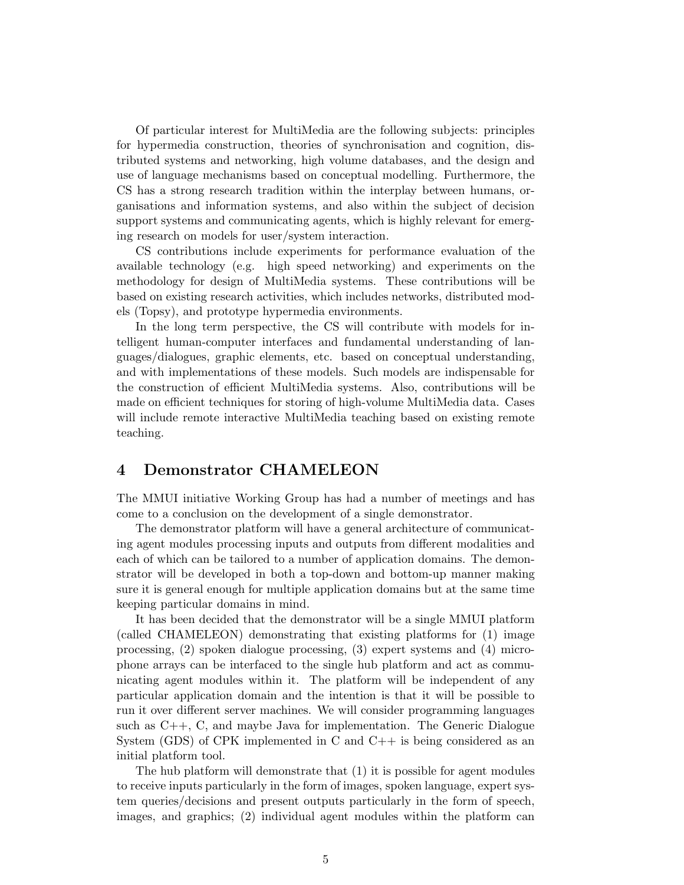Of particular interest for MultiMedia are the following subjects: principles for hypermedia construction, theories of synchronisation and cognition, distributed systems and networking, high volume databases, and the design and use of language mechanisms based on conceptual modelling. Furthermore, the CS has a strong research tradition within the interplay between humans, organisations and information systems, and also within the subject of decision support systems and communicating agents, which is highly relevant for emerging research on models for user/system interaction.

CS contributions include experiments for performance evaluation of the available technology (e.g. high speed networking) and experiments on the methodology for design of MultiMedia systems. These contributions will be based on existing research activities, which includes networks, distributed models (Topsy), and prototype hypermedia environments.

In the long term perspective, the CS will contribute with models for intelligent human-computer interfaces and fundamental understanding of languages/dialogues, graphic elements, etc. based on conceptual understanding, and with implementations of these models. Such models are indispensable for the construction of efficient MultiMedia systems. Also, contributions will be made on efficient techniques for storing of high-volume MultiMedia data. Cases will include remote interactive MultiMedia teaching based on existing remote teaching.

## 4 Demonstrator CHAMELEON

The MMUI initiative Working Group has had a number of meetings and has come to a conclusion on the development of a single demonstrator.

The demonstrator platform will have a general architecture of communicating agent modules processing inputs and outputs from different modalities and each of which can be tailored to a number of application domains. The demonstrator will be developed in both a top-down and bottom-up manner making sure it is general enough for multiple application domains but at the same time keeping particular domains in mind.

It has been decided that the demonstrator will be a single MMUI platform (called CHAMELEON) demonstrating that existing platforms for (1) image processing, (2) spoken dialogue processing, (3) expert systems and (4) microphone arrays can be interfaced to the single hub platform and act as communicating agent modules within it. The platform will be independent of any particular application domain and the intention is that it will be possible to run it over different server machines. We will consider programming languages such as C++, C, and maybe Java for implementation. The Generic Dialogue System (GDS) of CPK implemented in C and C++ is being considered as an initial platform tool.

The hub platform will demonstrate that (1) it is possible for agent modules to receive inputs particularly in the form of images, spoken language, expert system queries/decisions and present outputs particularly in the form of speech, images, and graphics; (2) individual agent modules within the platform can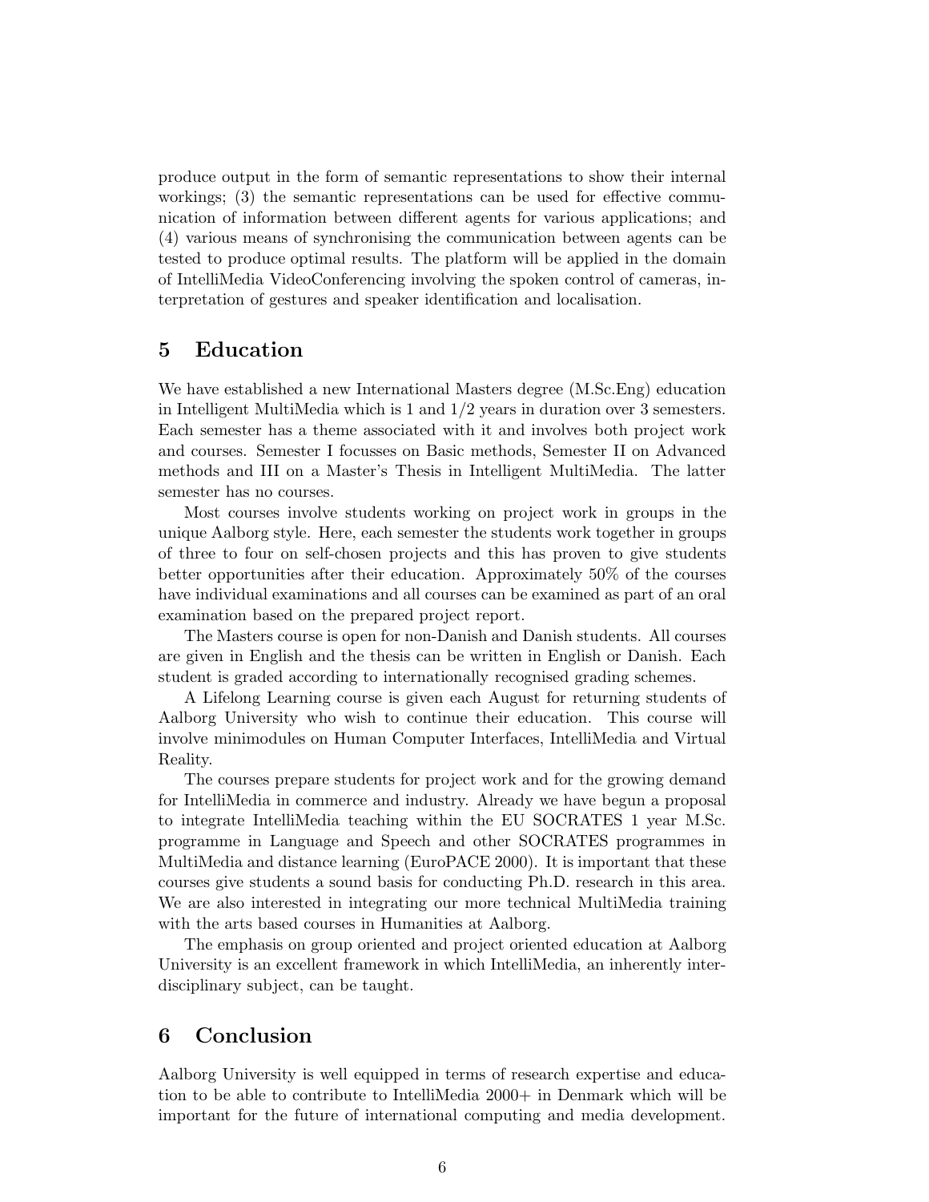produce output in the form of semantic representations to show their internal workings; (3) the semantic representations can be used for effective communication of information between different agents for various applications; and (4) various means of synchronising the communication between agents can be tested to produce optimal results. The platform will be applied in the domain of IntelliMedia VideoConferencing involving the spoken control of cameras, interpretation of gestures and speaker identification and localisation.

## 5 Education

We have established a new International Masters degree (M.Sc.Eng) education in Intelligent MultiMedia which is 1 and 1/2 years in duration over 3 semesters. Each semester has a theme associated with it and involves both project work and courses. Semester I focusses on Basic methods, Semester II on Advanced methods and III on a Master's Thesis in Intelligent MultiMedia. The latter semester has no courses.

Most courses involve students working on project work in groups in the unique Aalborg style. Here, each semester the students work together in groups of three to four on self-chosen projects and this has proven to give students better opportunities after their education. Approximately 50% of the courses have individual examinations and all courses can be examined as part of an oral examination based on the prepared project report.

The Masters course is open for non-Danish and Danish students. All courses are given in English and the thesis can be written in English or Danish. Each student is graded according to internationally recognised grading schemes.

A Lifelong Learning course is given each August for returning students of Aalborg University who wish to continue their education. This course will involve minimodules on Human Computer Interfaces, IntelliMedia and Virtual Reality.

The courses prepare students for project work and for the growing demand for IntelliMedia in commerce and industry. Already we have begun a proposal to integrate IntelliMedia teaching within the EU SOCRATES 1 year M.Sc. programme in Language and Speech and other SOCRATES programmes in MultiMedia and distance learning (EuroPACE 2000). It is important that these courses give students a sound basis for conducting Ph.D. research in this area. We are also interested in integrating our more technical MultiMedia training with the arts based courses in Humanities at Aalborg.

The emphasis on group oriented and project oriented education at Aalborg University is an excellent framework in which IntelliMedia, an inherently interdisciplinary subject, can be taught.

## 6 Conclusion

Aalborg University is well equipped in terms of research expertise and education to be able to contribute to IntelliMedia 2000+ in Denmark which will be important for the future of international computing and media development.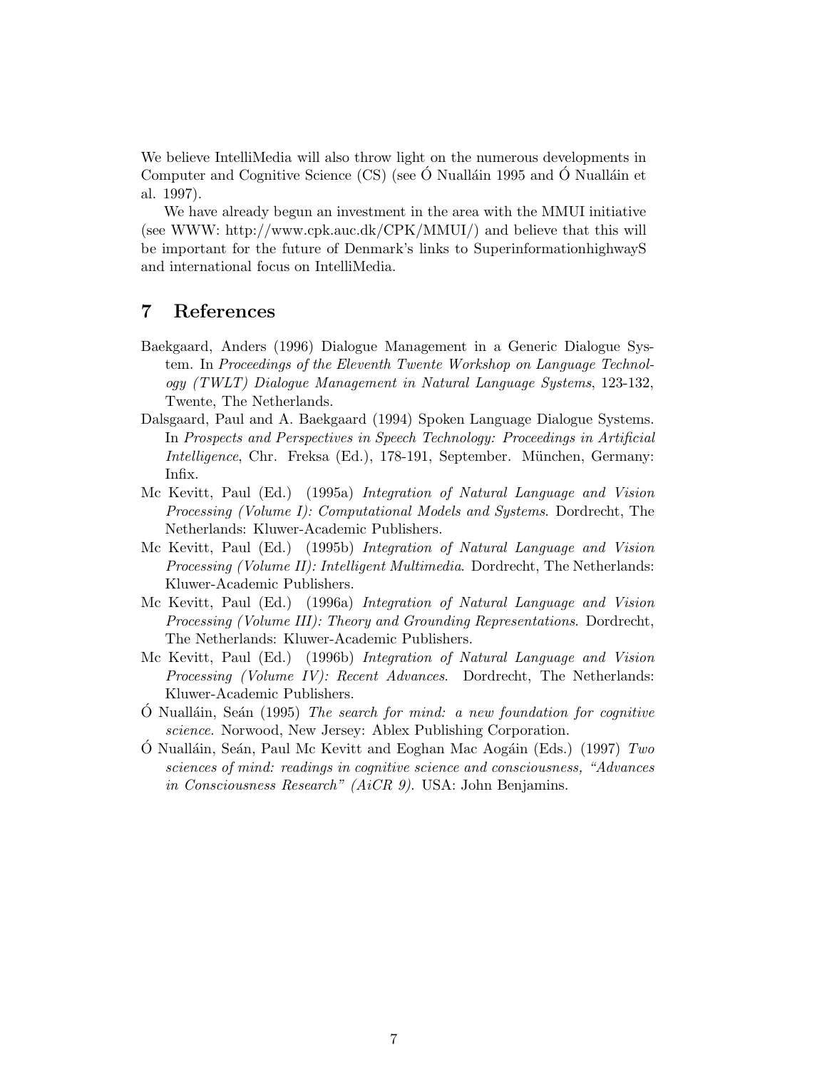We believe IntelliMedia will also throw light on the numerous developments in Computer and Cognitive Science (CS) (see Ó Nualláin 1995 and Ó Nualláin et al. 1997).

We have already begun an investment in the area with the MMUI initiative (see WWW: http://www.cpk.auc.dk/CPK/MMUI/) and believe that this will be important for the future of Denmark's links to SuperinformationhighwayS and international focus on IntelliMedia.

## 7 References

Baekgaard, Anders (1996) Dialogue Management in a Generic Dialogue System. In *Proceedings of the Eleventh Twente Workshop on Language Technology (TWLT) Dialogue Management in Natural Language Systems*, 123-132, Twente, The Netherlands.

Dalsgaard, Paul and A. Baekgaard (1994) Spoken Language Dialogue Systems. In *Prospects and Perspectives in Speech Technology: Proceedings in Artificial Intelligence*, Chr. Freksa (Ed.), 178-191, September. München, Germany: Infix.

Mc Kevitt, Paul (Ed.) (1995a) *Integration of Natural Language and Vision Processing (Volume I): Computational Models and Systems*. Dordrecht, The Netherlands: Kluwer-Academic Publishers.

Mc Kevitt, Paul (Ed.) (1995b) *Integration of Natural Language and Vision Processing (Volume II): Intelligent Multimedia*. Dordrecht, The Netherlands: Kluwer-Academic Publishers.

Mc Kevitt, Paul (Ed.) (1996a) *Integration of Natural Language and Vision Processing (Volume III): Theory and Grounding Representations*. Dordrecht, The Netherlands: Kluwer-Academic Publishers.

Mc Kevitt, Paul (Ed.) (1996b) *Integration of Natural Language and Vision Processing (Volume IV): Recent Advances*. Dordrecht, The Netherlands: Kluwer-Academic Publishers.

Ó Nualláin, Seán (1995) *The search for mind: a new foundation for cognitive science*. Norwood, New Jersey: Ablex Publishing Corporation.

Ó Nualláin, Seán, Paul Mc Kevitt and Eoghan Mac Aogáin (Eds.) (1997) *Two sciences of mind: readings in cognitive science and consciousness, "Advances in Consciousness Research" (AiCR 9)*. USA: John Benjamins.